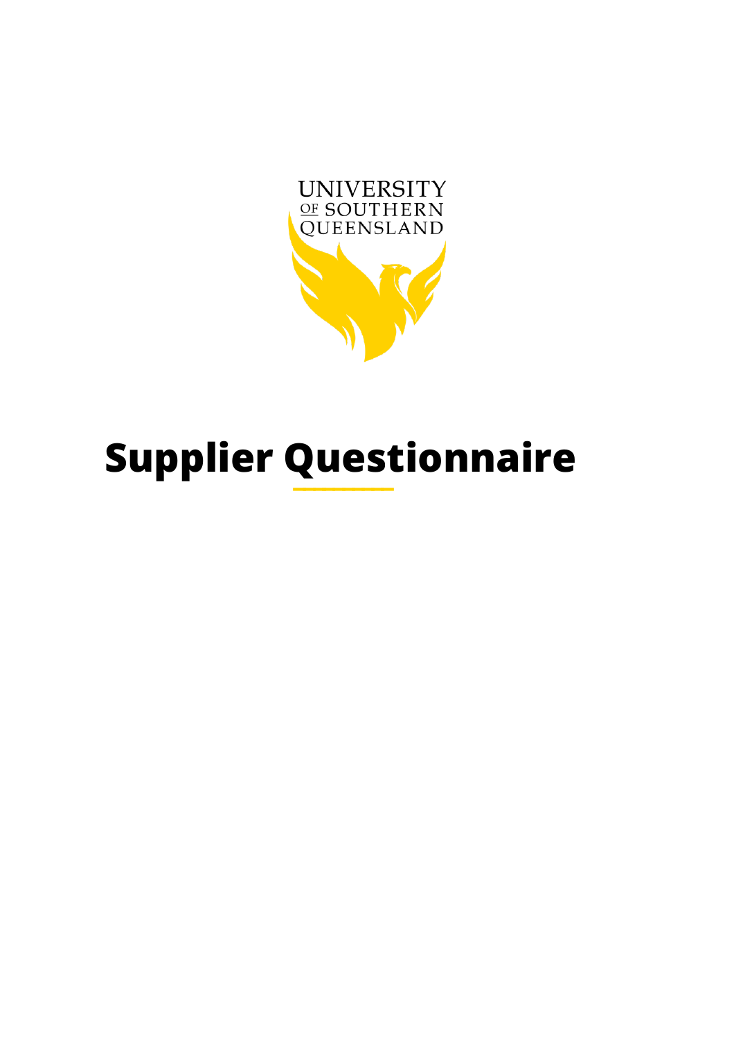UNIVERSITY OF SOUTHERN QUEENSLAND

# Supplier Questionnaire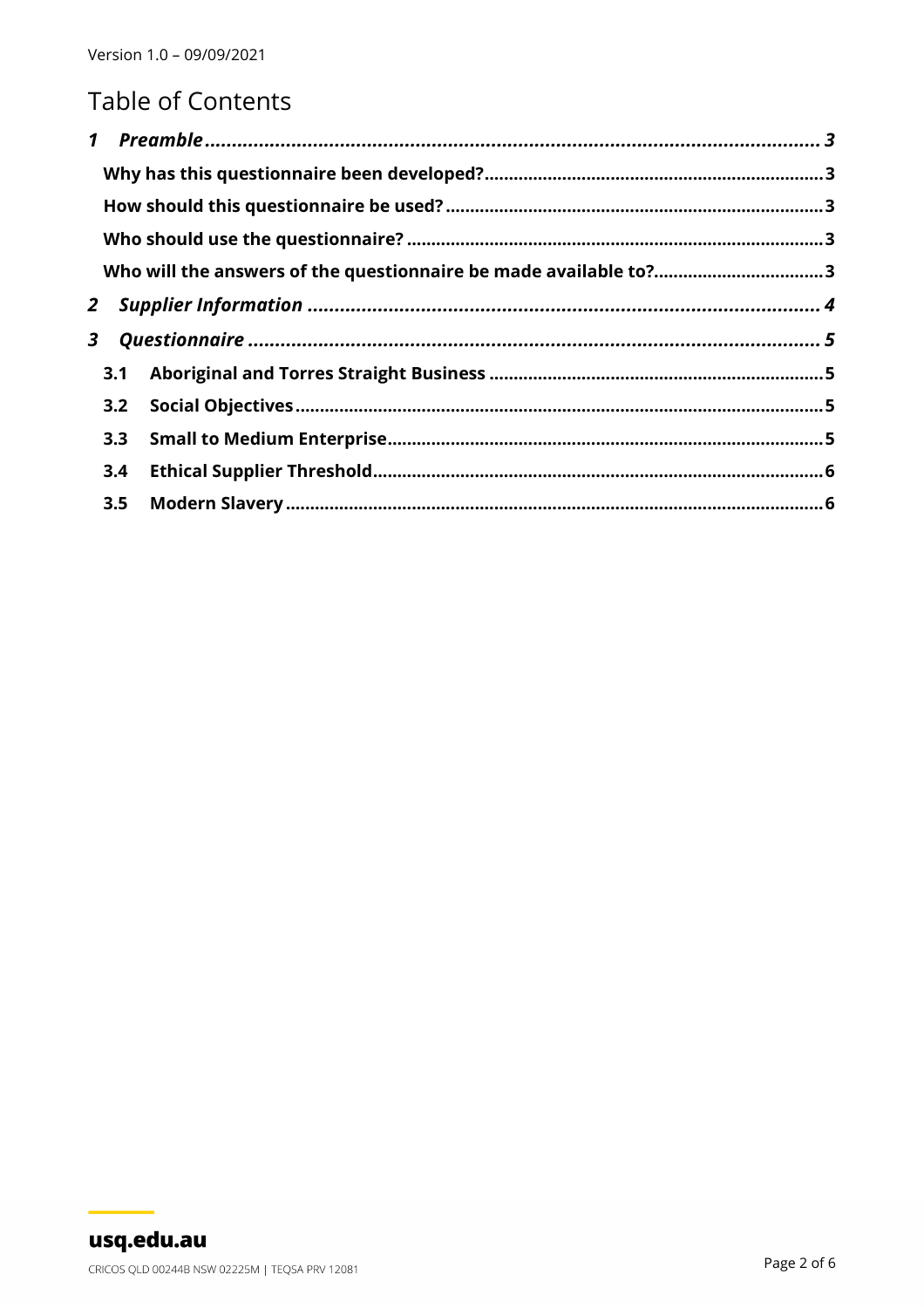# Table of Contents

*1 Preamble* ... 3

**Why has this questionnaire been developed?** ... 3

**How should this questionnaire be used?** ... 3

**Who should use the questionnaire?** ... 3

**Who will the answers of the questionnaire be made available to?** ... 3

*2 Supplier Information* ... 4

*3 Questionnaire* ... 5

**3.1 Aboriginal and Torres Straight Business** ... 5

**3.2 Social Objectives** ... 5

**3.3 Small to Medium Enterprise** ... 5

**3.4 Ethical Supplier Threshold** ... 6

**3.5 Modern Slavery** ... 6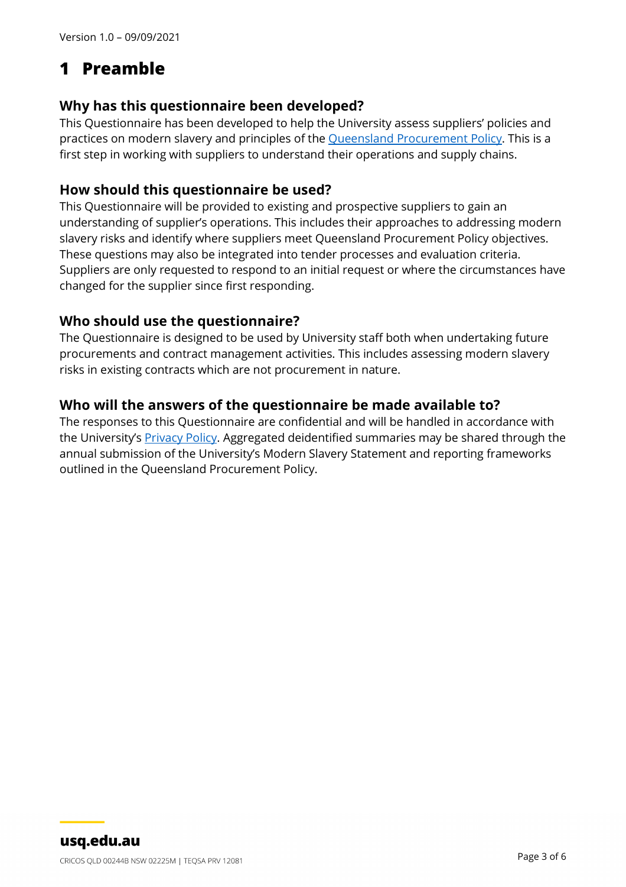# 1 Preamble

## Why has this questionnaire been developed?

This Questionnaire has been developed to help the University assess suppliers' policies and practices on modern slavery and principles of the [Queensland Procurement Policy](). This is a first step in working with suppliers to understand their operations and supply chains.

## How should this questionnaire be used?

This Questionnaire will be provided to existing and prospective suppliers to gain an understanding of supplier's operations. This includes their approaches to addressing modern slavery risks and identify where suppliers meet Queensland Procurement Policy objectives. These questions may also be integrated into tender processes and evaluation criteria. Suppliers are only requested to respond to an initial request or where the circumstances have changed for the supplier since first responding.

## Who should use the questionnaire?

The Questionnaire is designed to be used by University staff both when undertaking future procurements and contract management activities. This includes assessing modern slavery risks in existing contracts which are not procurement in nature.

## Who will the answers of the questionnaire be made available to?

The responses to this Questionnaire are confidential and will be handled in accordance with the University's [Privacy Policy](). Aggregated deidentified summaries may be shared through the annual submission of the University's Modern Slavery Statement and reporting frameworks outlined in the Queensland Procurement Policy.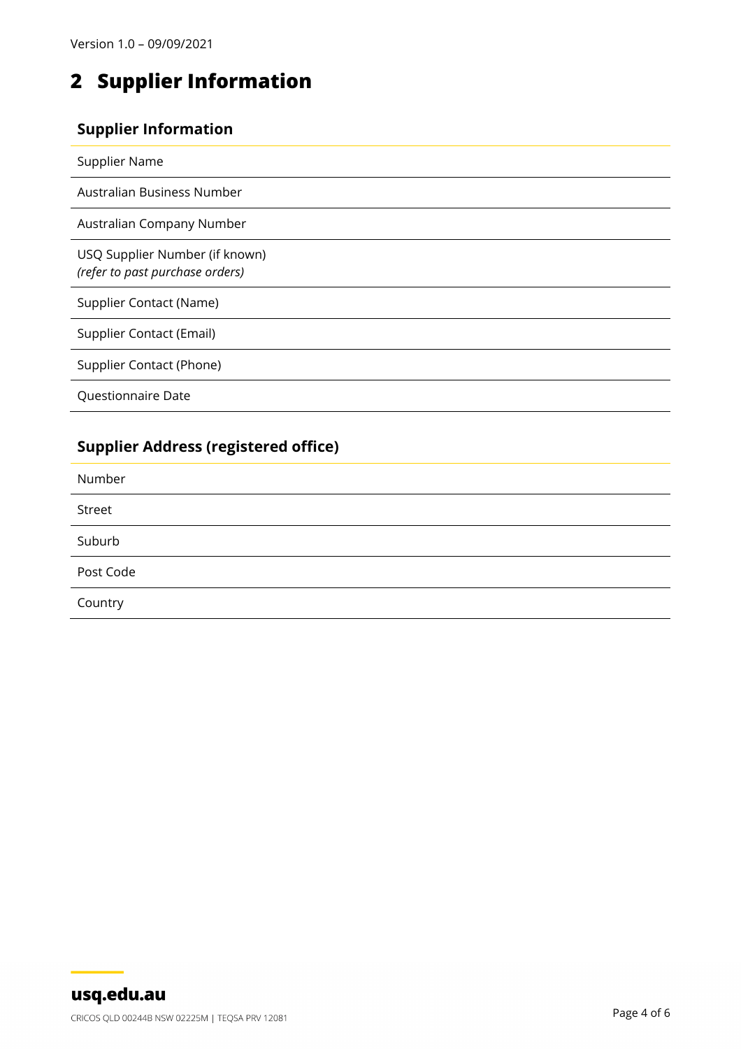## 2 Supplier Information

| Supplier Information | |
| --- | --- |
| Supplier Name | |
| Australian Business Number | |
| Australian Company Number | |
| USQ Supplier Number (if known) *(refer to past purchase orders)* | |
| Supplier Contact (Name) | |
| Supplier Contact (Email) | |
| Supplier Contact (Phone) | |
| Questionnaire Date | |

| Supplier Address (registered office) | |
| --- | --- |
| Number | |
| Street | |
| Suburb | |
| Post Code | |
| Country | |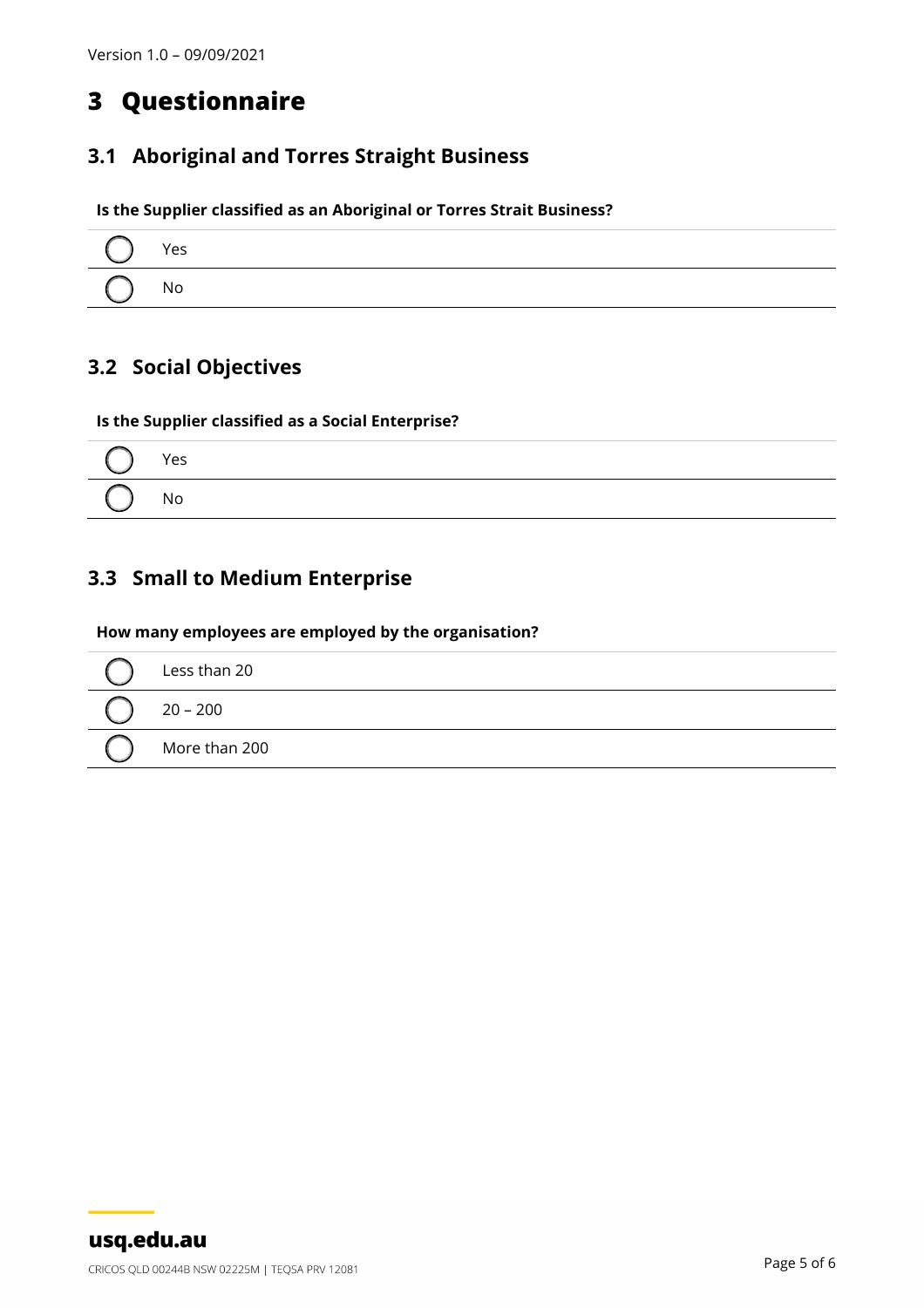# 3 Questionnaire

## 3.1 Aboriginal and Torres Straight Business

**Is the Supplier classified as an Aboriginal or Torres Strait Business?**

- ◯ Yes
- ◯ No

## 3.2 Social Objectives

**Is the Supplier classified as a Social Enterprise?**

- ◯ Yes
- ◯ No

## 3.3 Small to Medium Enterprise

**How many employees are employed by the organisation?**

- ◯ Less than 20
- ◯ 20 – 200
- ◯ More than 200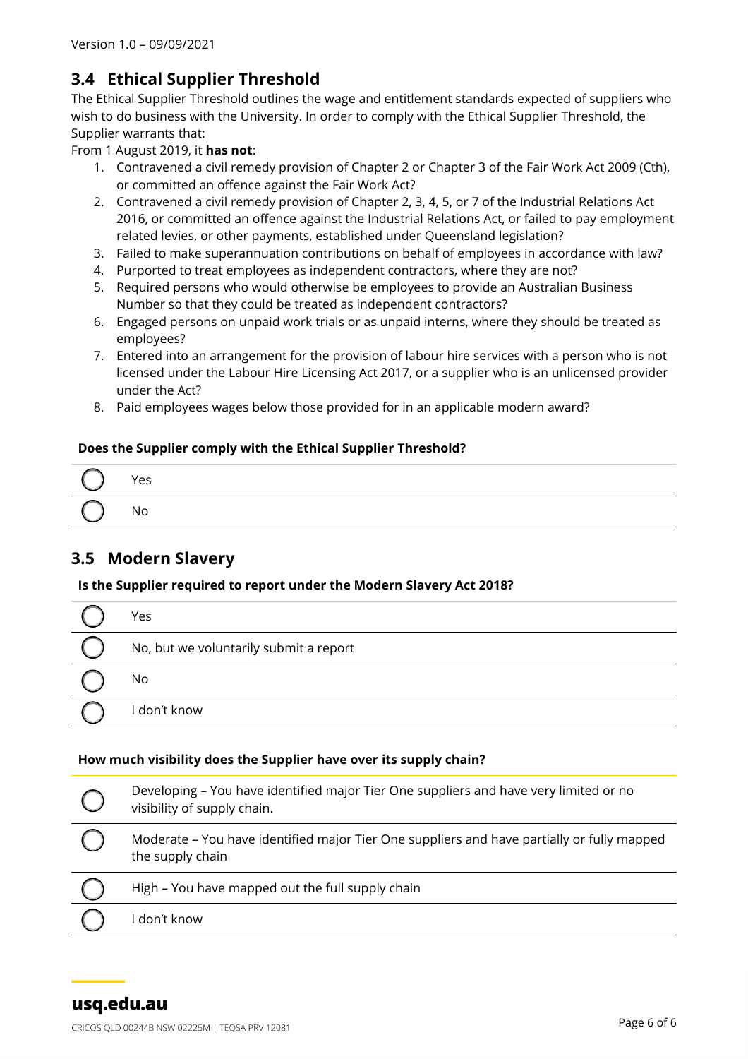## 3.4 Ethical Supplier Threshold

The Ethical Supplier Threshold outlines the wage and entitlement standards expected of suppliers who wish to do business with the University. In order to comply with the Ethical Supplier Threshold, the Supplier warrants that:

From 1 August 2019, it **has not**:

1. Contravened a civil remedy provision of Chapter 2 or Chapter 3 of the Fair Work Act 2009 (Cth), or committed an offence against the Fair Work Act?
2. Contravened a civil remedy provision of Chapter 2, 3, 4, 5, or 7 of the Industrial Relations Act 2016, or committed an offence against the Industrial Relations Act, or failed to pay employment related levies, or other payments, established under Queensland legislation?
3. Failed to make superannuation contributions on behalf of employees in accordance with law?
4. Purported to treat employees as independent contractors, where they are not?
5. Required persons who would otherwise be employees to provide an Australian Business Number so that they could be treated as independent contractors?
6. Engaged persons on unpaid work trials or as unpaid interns, where they should be treated as employees?
7. Entered into an arrangement for the provision of labour hire services with a person who is not licensed under the Labour Hire Licensing Act 2017, or a supplier who is an unlicensed provider under the Act?
8. Paid employees wages below those provided for in an applicable modern award?

**Does the Supplier comply with the Ethical Supplier Threshold?**

- ◯ Yes
- ◯ No

## 3.5 Modern Slavery

**Is the Supplier required to report under the Modern Slavery Act 2018?**

- ◯ Yes
- ◯ No, but we voluntarily submit a report
- ◯ No
- ◯ I don't know

**How much visibility does the Supplier have over its supply chain?**

- ◯ Developing – You have identified major Tier One suppliers and have very limited or no visibility of supply chain.
- ◯ Moderate – You have identified major Tier One suppliers and have partially or fully mapped the supply chain
- ◯ High – You have mapped out the full supply chain
- ◯ I don't know